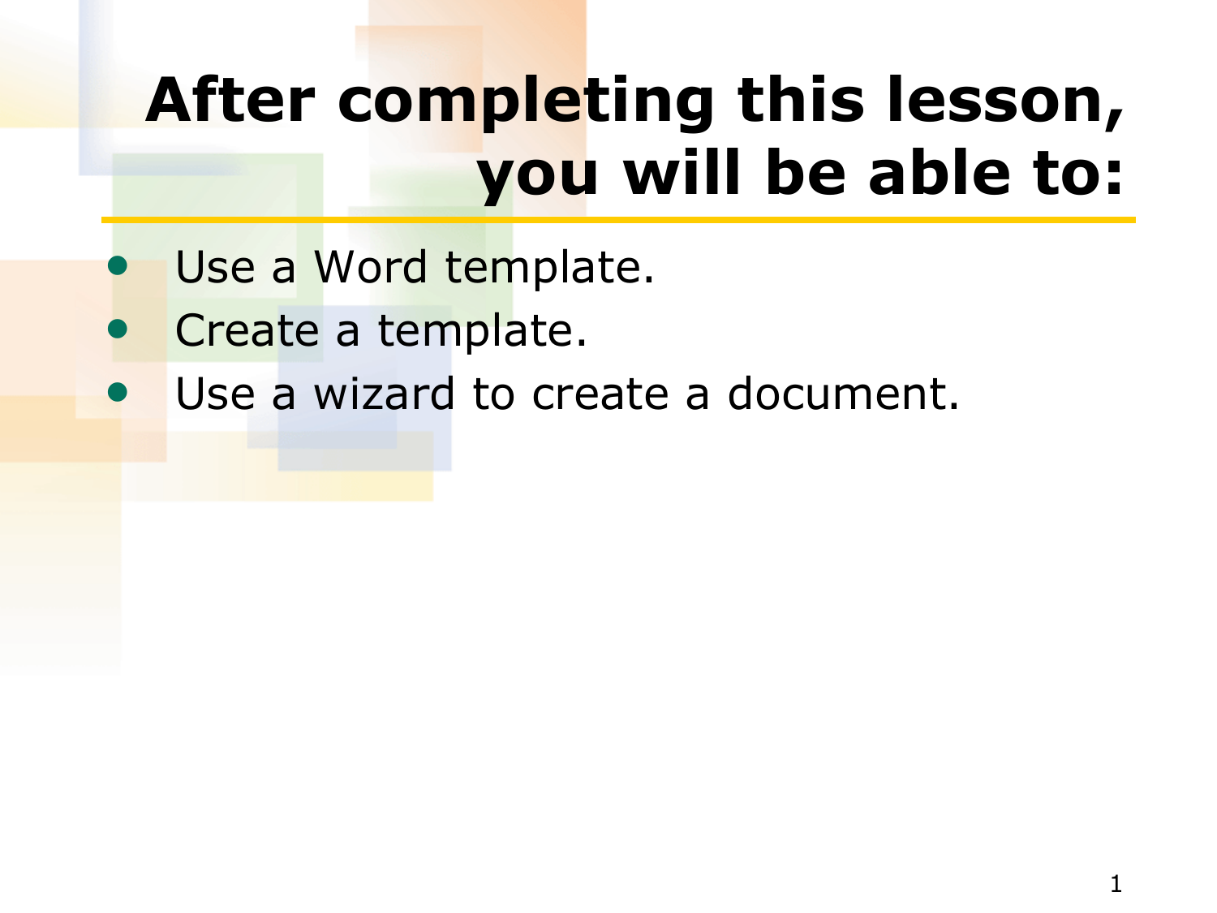# After completing this lesson, you will be able to:

- Use a Word template.
- Create a template.
- Use a wizard to create a document.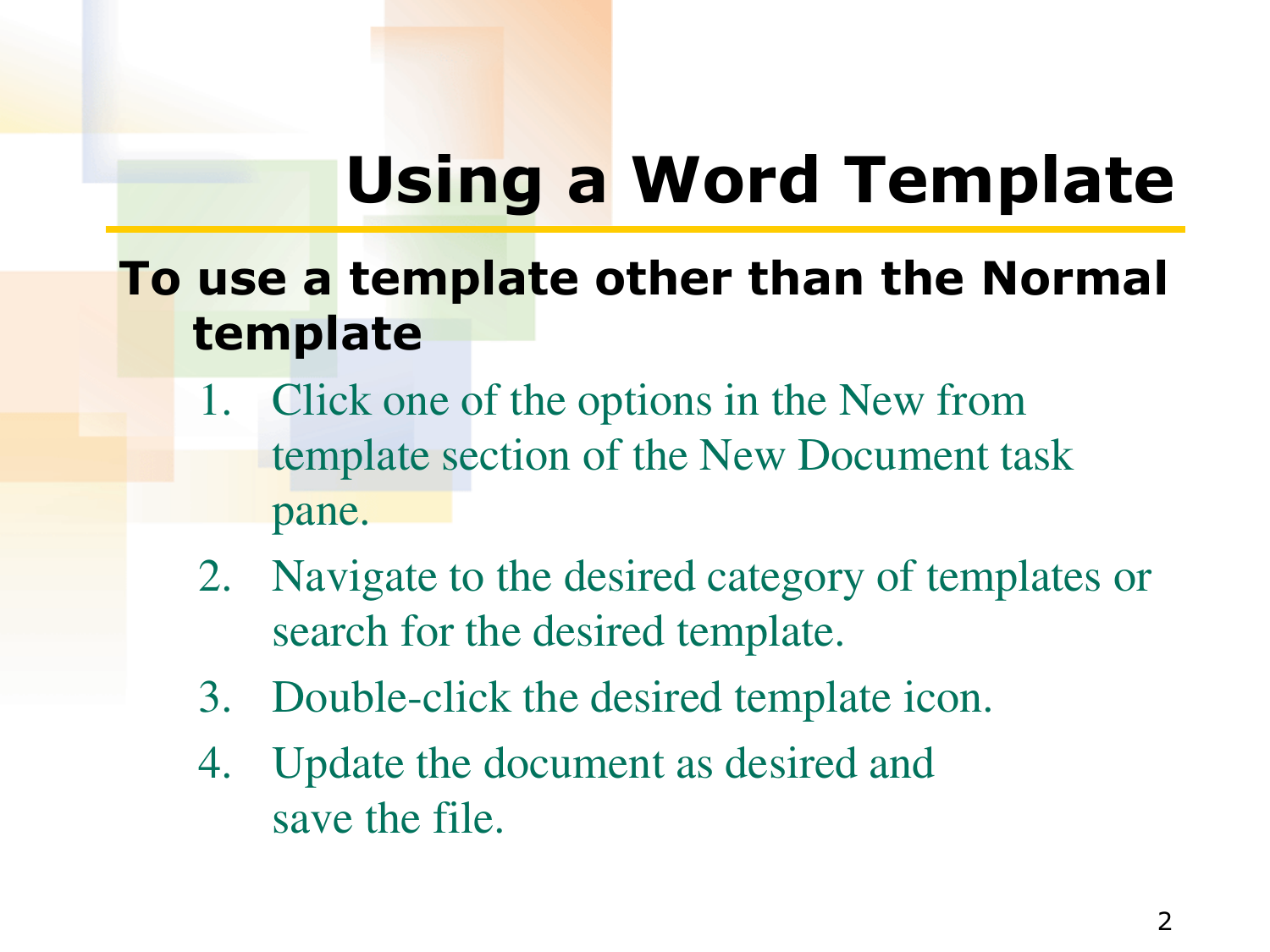# Using a Word Template

**To use a template other than the Normal template**

1. Click one of the options in the New from template section of the New Document task pane.
2. Navigate to the desired category of templates or search for the desired template.
3. Double-click the desired template icon.
4. Update the document as desired and save the file.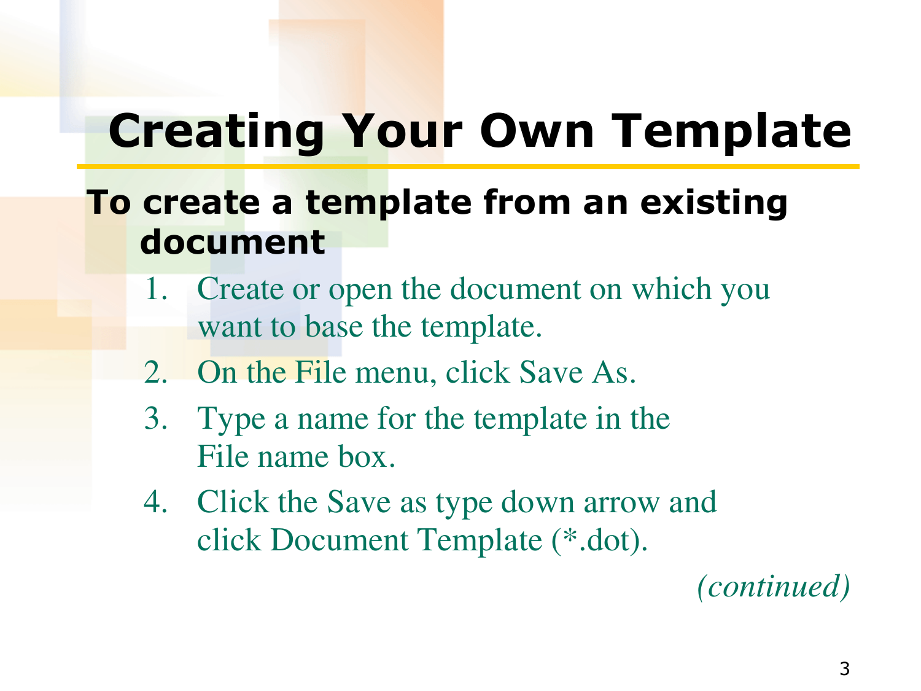# Creating Your Own Template

## To create a template from an existing document

1. Create or open the document on which you want to base the template.
2. On the File menu, click Save As.
3. Type a name for the template in the File name box.
4. Click the Save as type down arrow and click Document Template (*.dot).

*(continued)*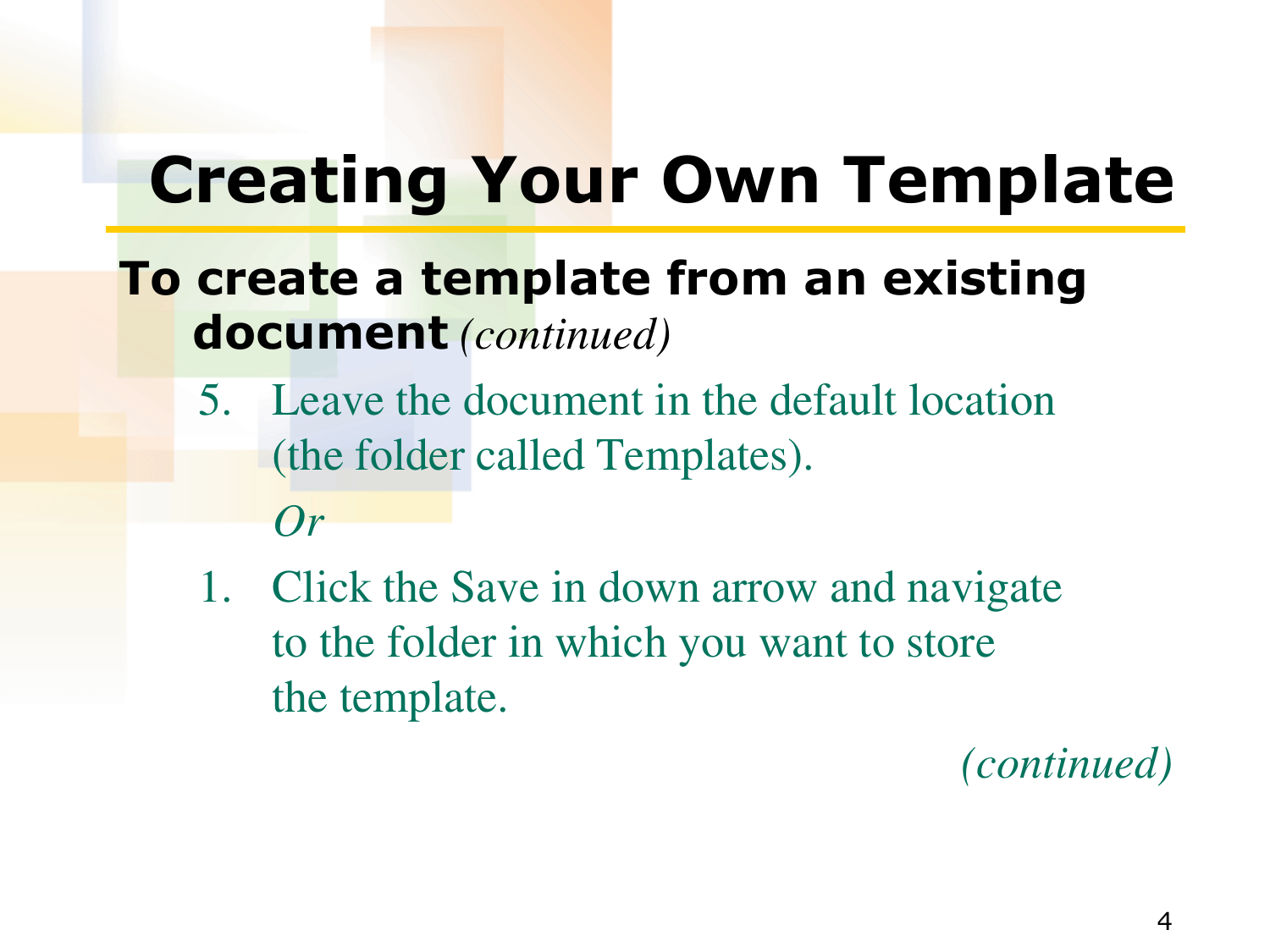# Creating Your Own Template

**To create a template from an existing document** *(continued)*

5. Leave the document in the default location (the folder called Templates).

   *Or*

1. Click the Save in down arrow and navigate to the folder in which you want to store the template.

*(continued)*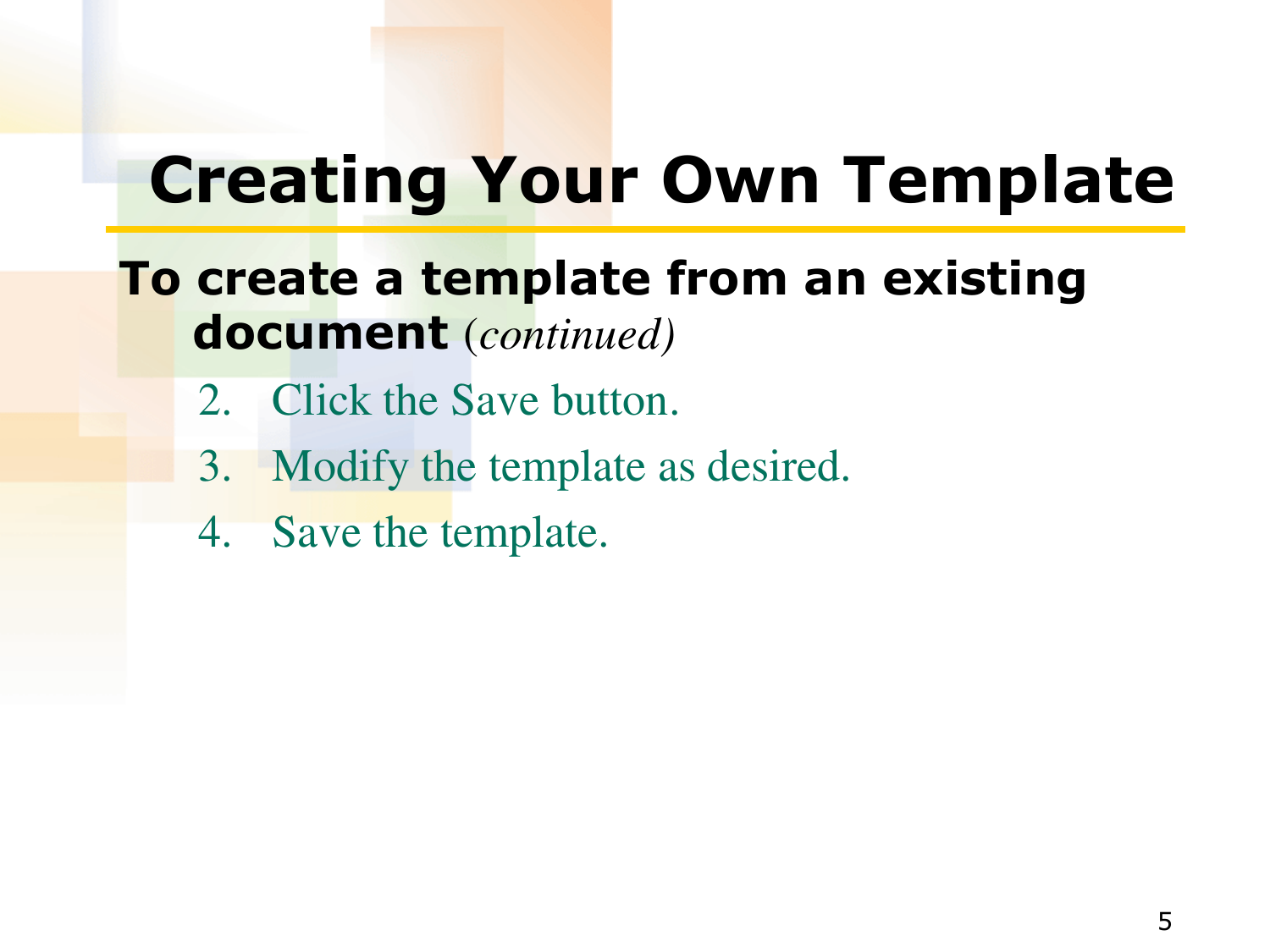# Creating Your Own Template

**To create a template from an existing document** *(continued)*

2. Click the Save button.
3. Modify the template as desired.
4. Save the template.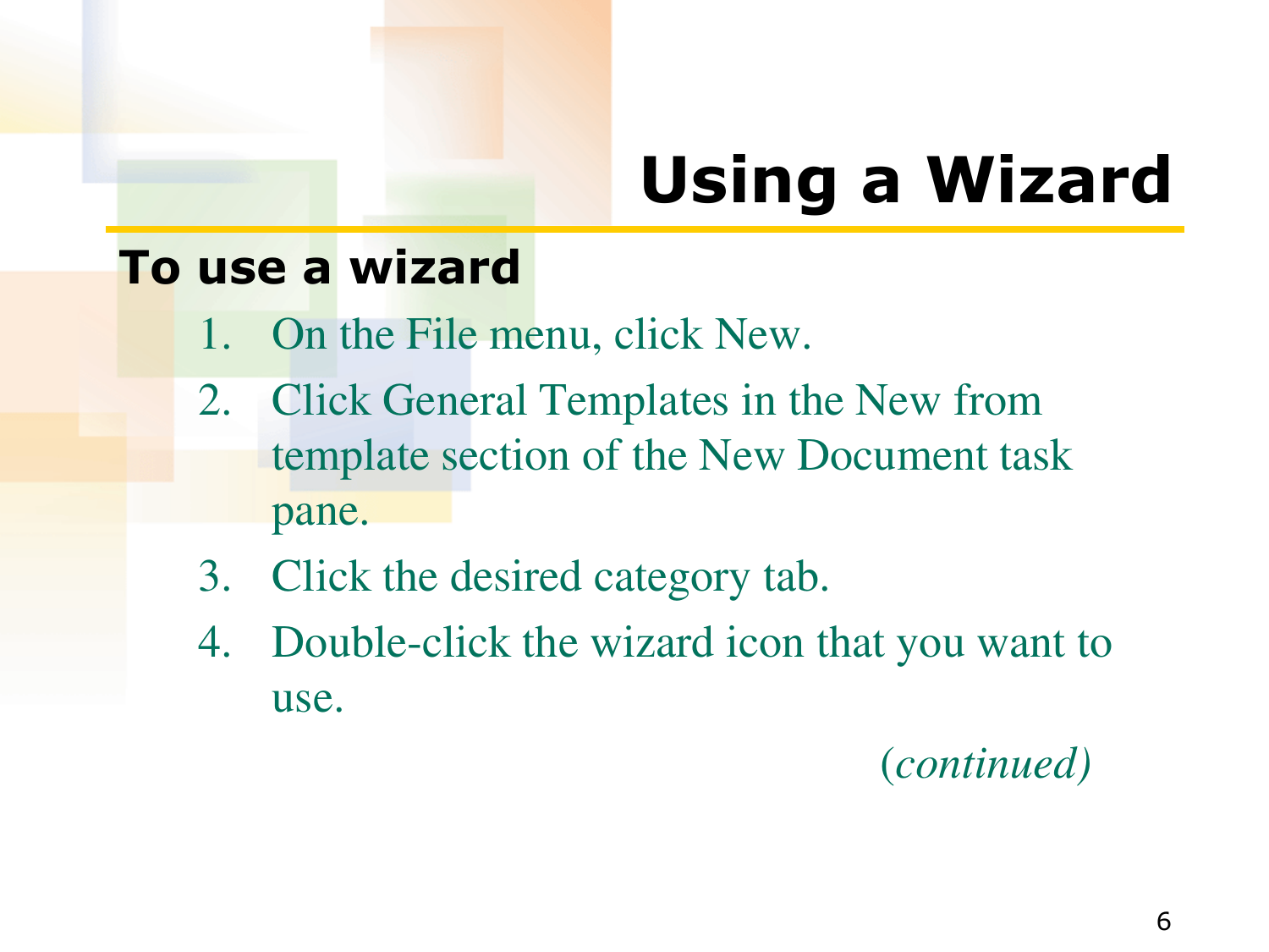# Using a Wizard

**To use a wizard**

1. On the File menu, click New.
2. Click General Templates in the New from template section of the New Document task pane.
3. Click the desired category tab.
4. Double-click the wizard icon that you want to use.

*(continued)*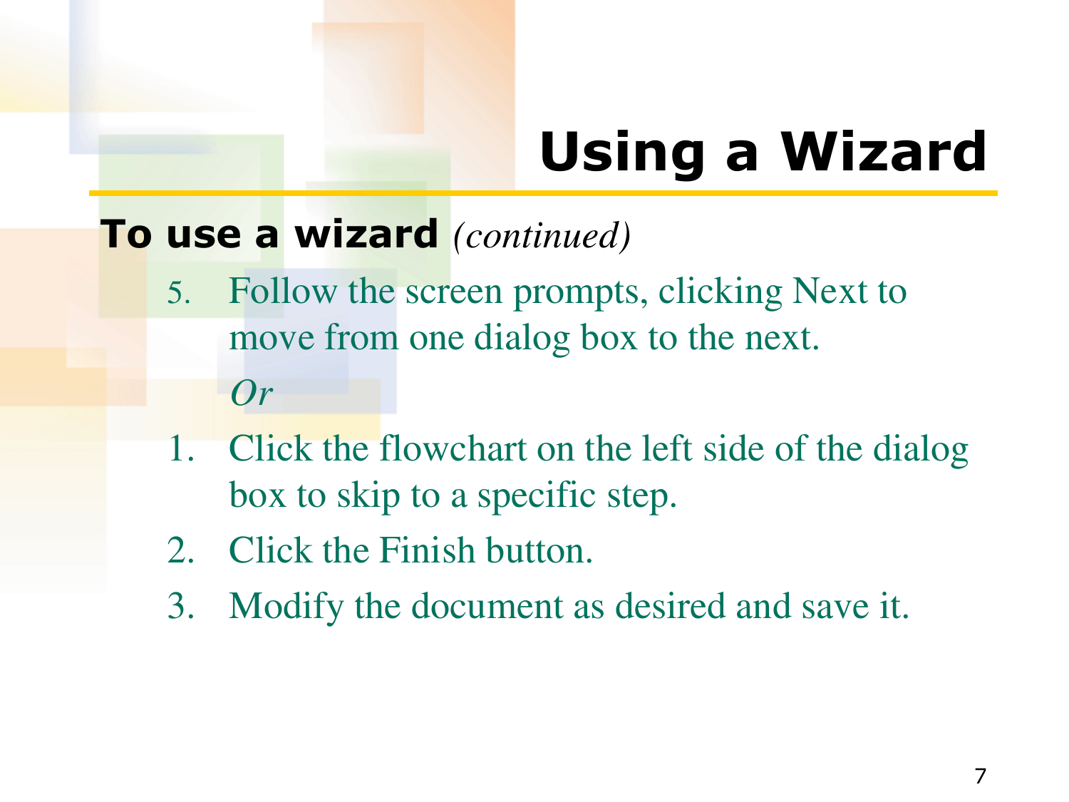# Using a Wizard

**To use a wizard** *(continued)*

5. Follow the screen prompts, clicking Next to move from one dialog box to the next.

   *Or*

1. Click the flowchart on the left side of the dialog box to skip to a specific step.
2. Click the Finish button.
3. Modify the document as desired and save it.